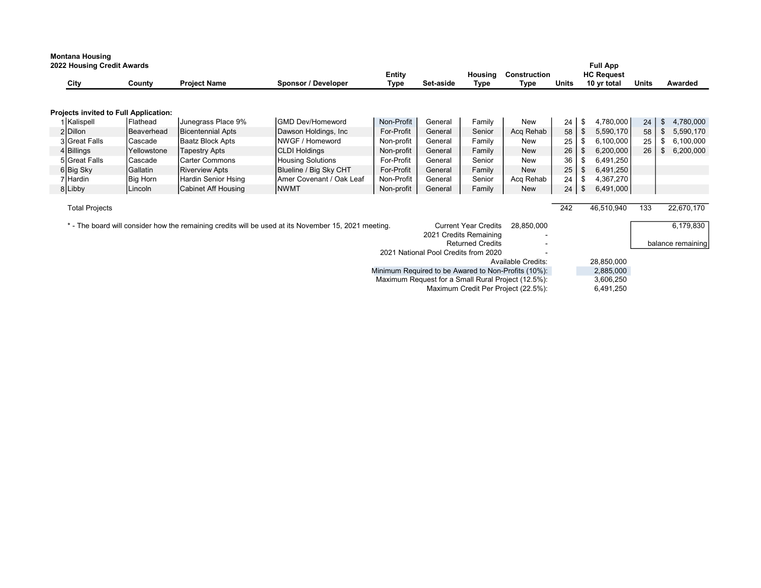**Montana Housing**
**2022 Housing Credit Awards**

| | City | County | Project Name | Sponsor / Developer | Entity Type | Set-aside | Housing Type | Construction Type | Units | Full App HC Request 10 yr total | Units | Awarded |
|---|---|---|---|---|---|---|---|---|---|---|---|---|
| **Projects invited to Full Application:** | | | | | | | | | | | | |
| 1 | Kalispell | Flathead | Junegrass Place 9% | GMD Dev/Homeword | Non-Profit | General | Family | New | 24 | $ 4,780,000 | 24 | $ 4,780,000 |
| 2 | Dillon | Beaverhead | Bicentennial Apts | Dawson Holdings, Inc | For-Profit | General | Senior | Acq Rehab | 58 | $ 5,590,170 | 58 | $ 5,590,170 |
| 3 | Great Falls | Cascade | Baatz Block Apts | NWGF / Homeword | Non-profit | General | Family | New | 25 | $ 6,100,000 | 25 | $ 6,100,000 |
| 4 | Billings | Yellowstone | Tapestry Apts | CLDI Holdings | Non-profit | General | Family | New | 26 | $ 6,200,000 | 26 | $ 6,200,000 |
| 5 | Great Falls | Cascade | Carter Commons | Housing Solutions | For-Profit | General | Senior | New | 36 | $ 6,491,250 | | |
| 6 | Big Sky | Gallatin | Riverview Apts | Blueline / Big Sky CHT | For-Profit | General | Family | New | 25 | $ 6,491,250 | | |
| 7 | Hardin | Big Horn | Hardin Senior Hsing | Amer Covenant / Oak Leaf | Non-Profit | General | Senior | Acq Rehab | 24 | $ 4,367,270 | | |
| 8 | Libby | Lincoln | Cabinet Aff Housing | NWMT | Non-profit | General | Family | New | 24 | $ 6,491,000 | | |
| | Total Projects | | | | | | | | 242 | 46,510,940 | 133 | 22,670,170 |

\* - The board will consider how the remaining credits will be used at its November 15, 2021 meeting.

| | |
|---|---|
| Current Year Credits | 28,850,000 |
| 2021 Credits Remaining | - |
| Returned Credits | - |
| 2021 National Pool Credits from 2020 | - |
| Available Credits: | 28,850,000 |
| Minimum Required to be Awarded to Non-Profits (10%): | 2,885,000 |
| Maximum Request for a Small Rural Project (12.5%): | 3,606,250 |
| Maximum Credit Per Project (22.5%): | 6,491,250 |

| | |
|---|---|
| 6,179,830 | balance remaining |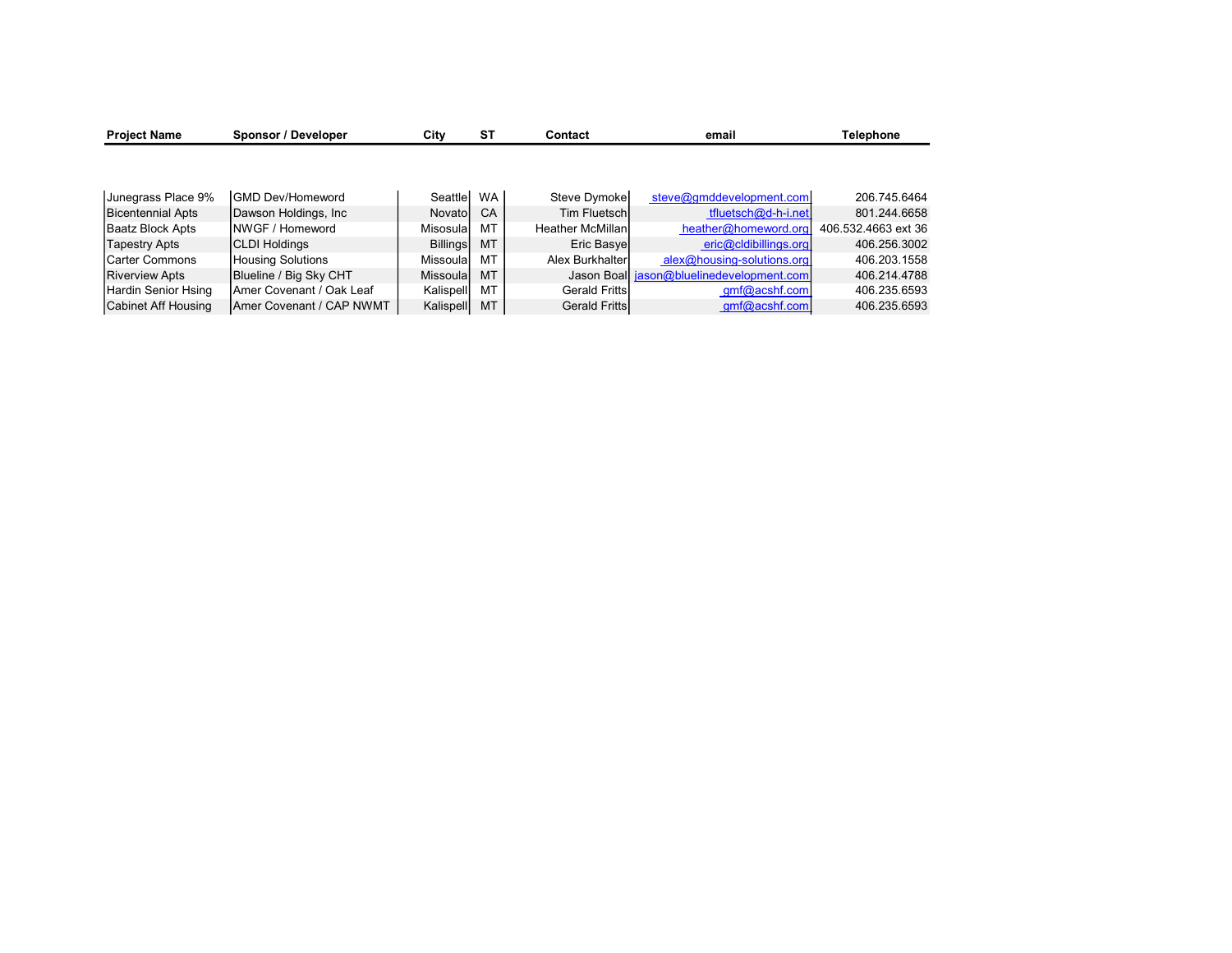| Project Name | Sponsor / Developer | City | ST | Contact | email | Telephone |
|---|---|---|---|---|---|---|
| Junegrass Place 9% | GMD Dev/Homeword | Seattle | WA | Steve Dymoke | steve@gmddevelopment.com | 206.745.6464 |
| Bicentennial Apts | Dawson Holdings, Inc | Novato | CA | Tim Fluetsch | tfluetsch@d-h-i.net | 801.244.6658 |
| Baatz Block Apts | NWGF / Homeword | Misosula | MT | Heather McMillan | heather@homeword.org | 406.532.4663 ext 36 |
| Tapestry Apts | CLDI Holdings | Billings | MT | Eric Basye | eric@cldibillings.org | 406.256.3002 |
| Carter Commons | Housing Solutions | Missoula | MT | Alex Burkhalter | alex@housing-solutions.org | 406.203.1558 |
| Riverview Apts | Blueline / Big Sky CHT | Missoula | MT | Jason Boal | jason@bluelinedevelopment.com | 406.214.4788 |
| Hardin Senior Hsing | Amer Covenant / Oak Leaf | Kalispell | MT | Gerald Fritts | gmf@acshf.com | 406.235.6593 |
| Cabinet Aff Housing | Amer Covenant / CAP NWMT | Kalispell | MT | Gerald Fritts | gmf@acshf.com | 406.235.6593 |